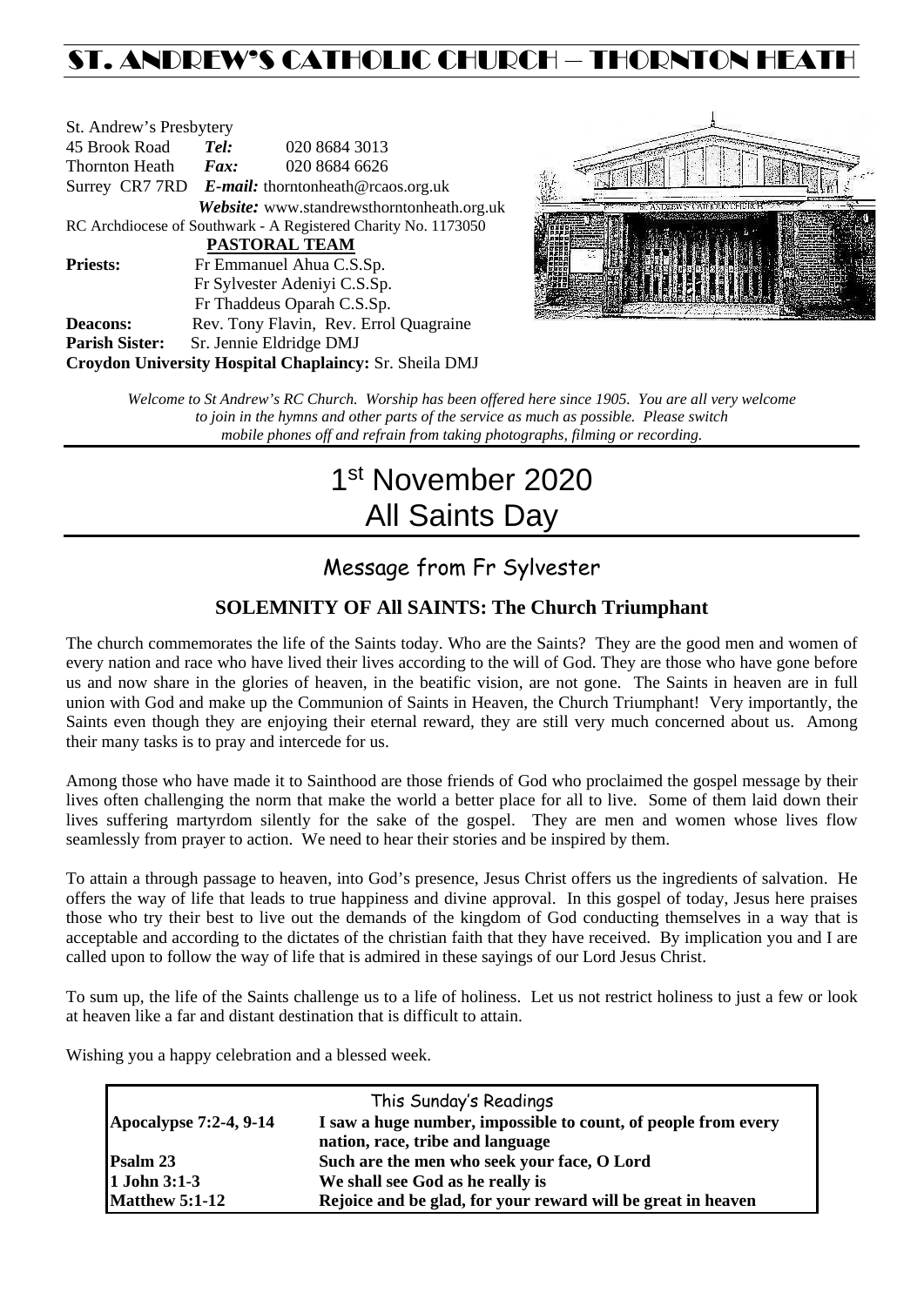# ST. ANDREW'S CATHOLIC CHURCH – THORNTON HEATH

St. Andrew's Presbytery
45 Brook Road *Tel:* 020 8684 3013
Thornton Heath *Fax:* 020 8684 6626
Surrey CR7 7RD *E-mail:* thorntonheath@rcaos.org.uk
*Website:* www.standrewsthorntonheath.org.uk
RC Archdiocese of Southwark - A Registered Charity No. 1173050

**PASTORAL TEAM**

**Priests:** Fr Emmanuel Ahua C.S.Sp.
Fr Sylvester Adeniyi C.S.Sp.
Fr Thaddeus Oparah C.S.Sp.
**Deacons:** Rev. Tony Flavin, Rev. Errol Quagraine
**Parish Sister:** Sr. Jennie Eldridge DMJ
**Croydon University Hospital Chaplaincy:** Sr. Sheila DMJ

*Welcome to St Andrew's RC Church. Worship has been offered here since 1905. You are all very welcome to join in the hymns and other parts of the service as much as possible. Please switch mobile phones off and refrain from taking photographs, filming or recording.*

# 1st November 2020
# All Saints Day

## Message from Fr Sylvester

### SOLEMNITY OF All SAINTS: The Church Triumphant

The church commemorates the life of the Saints today. Who are the Saints? They are the good men and women of every nation and race who have lived their lives according to the will of God. They are those who have gone before us and now share in the glories of heaven, in the beatific vision, are not gone. The Saints in heaven are in full union with God and make up the Communion of Saints in Heaven, the Church Triumphant! Very importantly, the Saints even though they are enjoying their eternal reward, they are still very much concerned about us. Among their many tasks is to pray and intercede for us.

Among those who have made it to Sainthood are those friends of God who proclaimed the gospel message by their lives often challenging the norm that make the world a better place for all to live. Some of them laid down their lives suffering martyrdom silently for the sake of the gospel. They are men and women whose lives flow seamlessly from prayer to action. We need to hear their stories and be inspired by them.

To attain a through passage to heaven, into God's presence, Jesus Christ offers us the ingredients of salvation. He offers the way of life that leads to true happiness and divine approval. In this gospel of today, Jesus here praises those who try their best to live out the demands of the kingdom of God conducting themselves in a way that is acceptable and according to the dictates of the christian faith that they have received. By implication you and I are called upon to follow the way of life that is admired in these sayings of our Lord Jesus Christ.

To sum up, the life of the Saints challenge us to a life of holiness. Let us not restrict holiness to just a few or look at heaven like a far and distant destination that is difficult to attain.

Wishing you a happy celebration and a blessed week.

| This Sunday's Readings | |
|---|---|
| **Apocalypse 7:2-4, 9-14** | **I saw a huge number, impossible to count, of people from every nation, race, tribe and language** |
| **Psalm 23** | **Such are the men who seek your face, O Lord** |
| **1 John 3:1-3** | **We shall see God as he really is** |
| **Matthew 5:1-12** | **Rejoice and be glad, for your reward will be great in heaven** |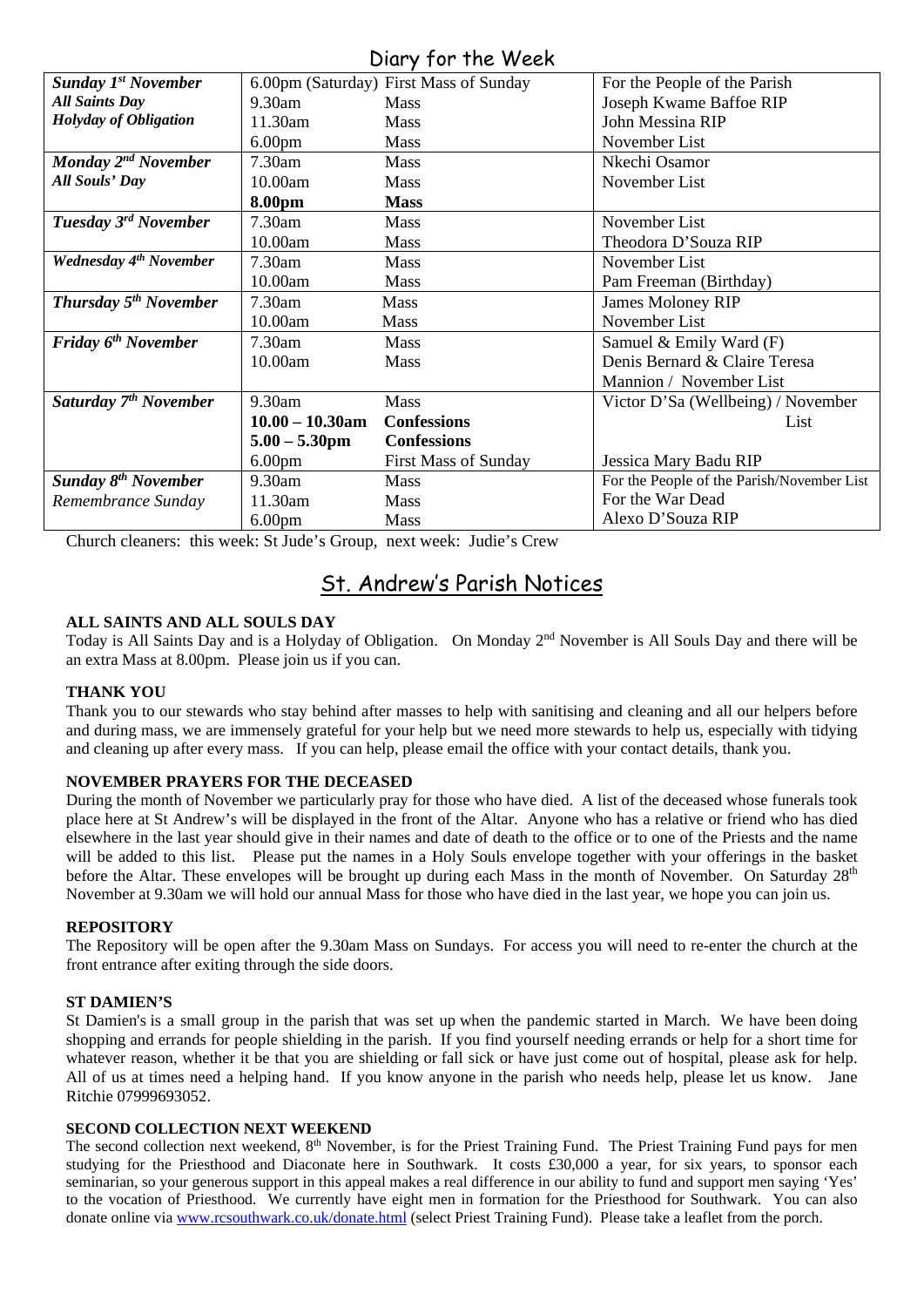# Diary for the Week

| | | | |
|---|---|---|---|
| ***Sunday 1st November*** | 6.00pm (Saturday) | First Mass of Sunday | For the People of the Parish |
| ***All Saints Day*** | 9.30am | Mass | Joseph Kwame Baffoe RIP |
| ***Holyday of Obligation*** | 11.30am | Mass | John Messina RIP |
| | 6.00pm | Mass | November List |
| ***Monday 2nd November*** | 7.30am | Mass | Nkechi Osamor |
| ***All Souls' Day*** | 10.00am | Mass | November List |
| | **8.00pm** | **Mass** | |
| ***Tuesday 3rd November*** | 7.30am | Mass | November List |
| | 10.00am | Mass | Theodora D'Souza RIP |
| ***Wednesday 4th November*** | 7.30am | Mass | November List |
| | 10.00am | Mass | Pam Freeman (Birthday) |
| ***Thursday 5th November*** | 7.30am | Mass | James Moloney RIP |
| | 10.00am | Mass | November List |
| ***Friday 6th November*** | 7.30am | Mass | Samuel & Emily Ward (F) |
| | 10.00am | Mass | Denis Bernard & Claire Teresa Mannion / November List |
| ***Saturday 7th November*** | 9.30am | Mass | Victor D'Sa (Wellbeing) / November List |
| | **10.00 – 10.30am** | **Confessions** | |
| | **5.00 – 5.30pm** | **Confessions** | |
| | 6.00pm | First Mass of Sunday | Jessica Mary Badu RIP |
| ***Sunday 8th November*** | 9.30am | Mass | For the People of the Parish/November List |
| *Remembrance Sunday* | 11.30am | Mass | For the War Dead |
| | 6.00pm | Mass | Alexo D'Souza RIP |

Church cleaners: this week: St Jude's Group, next week: Judie's Crew

# St. Andrew's Parish Notices

**ALL SAINTS AND ALL SOULS DAY**

Today is All Saints Day and is a Holyday of Obligation. On Monday 2nd November is All Souls Day and there will be an extra Mass at 8.00pm. Please join us if you can.

**THANK YOU**

Thank you to our stewards who stay behind after masses to help with sanitising and cleaning and all our helpers before and during mass, we are immensely grateful for your help but we need more stewards to help us, especially with tidying and cleaning up after every mass. If you can help, please email the office with your contact details, thank you.

**NOVEMBER PRAYERS FOR THE DECEASED**

During the month of November we particularly pray for those who have died. A list of the deceased whose funerals took place here at St Andrew's will be displayed in the front of the Altar. Anyone who has a relative or friend who has died elsewhere in the last year should give in their names and date of death to the office or to one of the Priests and the name will be added to this list. Please put the names in a Holy Souls envelope together with your offerings in the basket before the Altar. These envelopes will be brought up during each Mass in the month of November. On Saturday 28th November at 9.30am we will hold our annual Mass for those who have died in the last year, we hope you can join us.

**REPOSITORY**

The Repository will be open after the 9.30am Mass on Sundays. For access you will need to re-enter the church at the front entrance after exiting through the side doors.

**ST DAMIEN'S**

St Damien's is a small group in the parish that was set up when the pandemic started in March. We have been doing shopping and errands for people shielding in the parish. If you find yourself needing errands or help for a short time for whatever reason, whether it be that you are shielding or fall sick or have just come out of hospital, please ask for help. All of us at times need a helping hand. If you know anyone in the parish who needs help, please let us know. Jane Ritchie 07999693052.

**SECOND COLLECTION NEXT WEEKEND**

The second collection next weekend, 8th November, is for the Priest Training Fund. The Priest Training Fund pays for men studying for the Priesthood and Diaconate here in Southwark. It costs £30,000 a year, for six years, to sponsor each seminarian, so your generous support in this appeal makes a real difference in our ability to fund and support men saying 'Yes' to the vocation of Priesthood. We currently have eight men in formation for the Priesthood for Southwark. You can also donate online via www.rcsouthwark.co.uk/donate.html (select Priest Training Fund). Please take a leaflet from the porch.